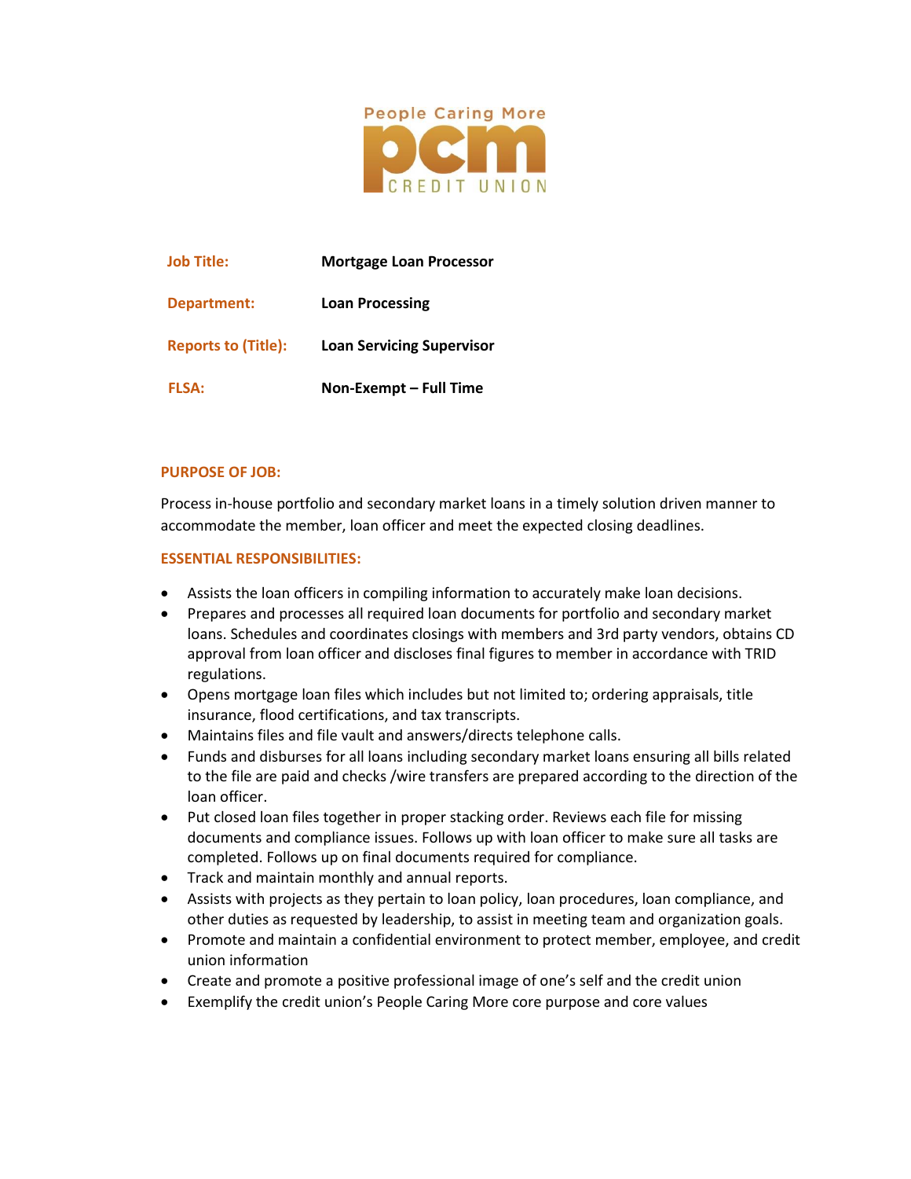People Caring More
pcm
CREDIT UNION

| Job Title: | Mortgage Loan Processor |
|---|---|
| Department: | Loan Processing |
| Reports to (Title): | Loan Servicing Supervisor |
| FLSA: | Non-Exempt – Full Time |

## PURPOSE OF JOB:

Process in-house portfolio and secondary market loans in a timely solution driven manner to accommodate the member, loan officer and meet the expected closing deadlines.

## ESSENTIAL RESPONSIBILITIES:

- Assists the loan officers in compiling information to accurately make loan decisions.
- Prepares and processes all required loan documents for portfolio and secondary market loans. Schedules and coordinates closings with members and 3rd party vendors, obtains CD approval from loan officer and discloses final figures to member in accordance with TRID regulations.
- Opens mortgage loan files which includes but not limited to; ordering appraisals, title insurance, flood certifications, and tax transcripts.
- Maintains files and file vault and answers/directs telephone calls.
- Funds and disburses for all loans including secondary market loans ensuring all bills related to the file are paid and checks /wire transfers are prepared according to the direction of the loan officer.
- Put closed loan files together in proper stacking order. Reviews each file for missing documents and compliance issues. Follows up with loan officer to make sure all tasks are completed. Follows up on final documents required for compliance.
- Track and maintain monthly and annual reports.
- Assists with projects as they pertain to loan policy, loan procedures, loan compliance, and other duties as requested by leadership, to assist in meeting team and organization goals.
- Promote and maintain a confidential environment to protect member, employee, and credit union information
- Create and promote a positive professional image of one's self and the credit union
- Exemplify the credit union's People Caring More core purpose and core values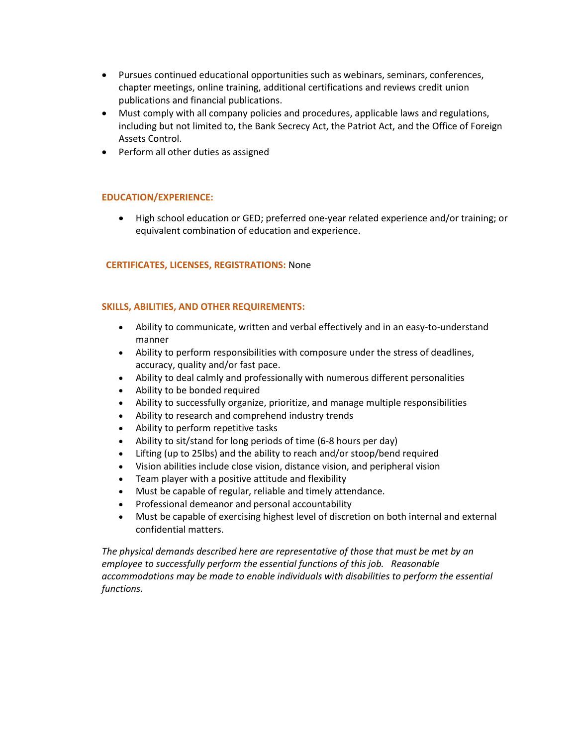- Pursues continued educational opportunities such as webinars, seminars, conferences, chapter meetings, online training, additional certifications and reviews credit union publications and financial publications.
- Must comply with all company policies and procedures, applicable laws and regulations, including but not limited to, the Bank Secrecy Act, the Patriot Act, and the Office of Foreign Assets Control.
- Perform all other duties as assigned

## EDUCATION/EXPERIENCE:

- High school education or GED; preferred one-year related experience and/or training; or equivalent combination of education and experience.

**CERTIFICATES, LICENSES, REGISTRATIONS:** None

## SKILLS, ABILITIES, AND OTHER REQUIREMENTS:

- Ability to communicate, written and verbal effectively and in an easy-to-understand manner
- Ability to perform responsibilities with composure under the stress of deadlines, accuracy, quality and/or fast pace.
- Ability to deal calmly and professionally with numerous different personalities
- Ability to be bonded required
- Ability to successfully organize, prioritize, and manage multiple responsibilities
- Ability to research and comprehend industry trends
- Ability to perform repetitive tasks
- Ability to sit/stand for long periods of time (6-8 hours per day)
- Lifting (up to 25lbs) and the ability to reach and/or stoop/bend required
- Vision abilities include close vision, distance vision, and peripheral vision
- Team player with a positive attitude and flexibility
- Must be capable of regular, reliable and timely attendance.
- Professional demeanor and personal accountability
- Must be capable of exercising highest level of discretion on both internal and external confidential matters.

*The physical demands described here are representative of those that must be met by an employee to successfully perform the essential functions of this job. Reasonable accommodations may be made to enable individuals with disabilities to perform the essential functions.*